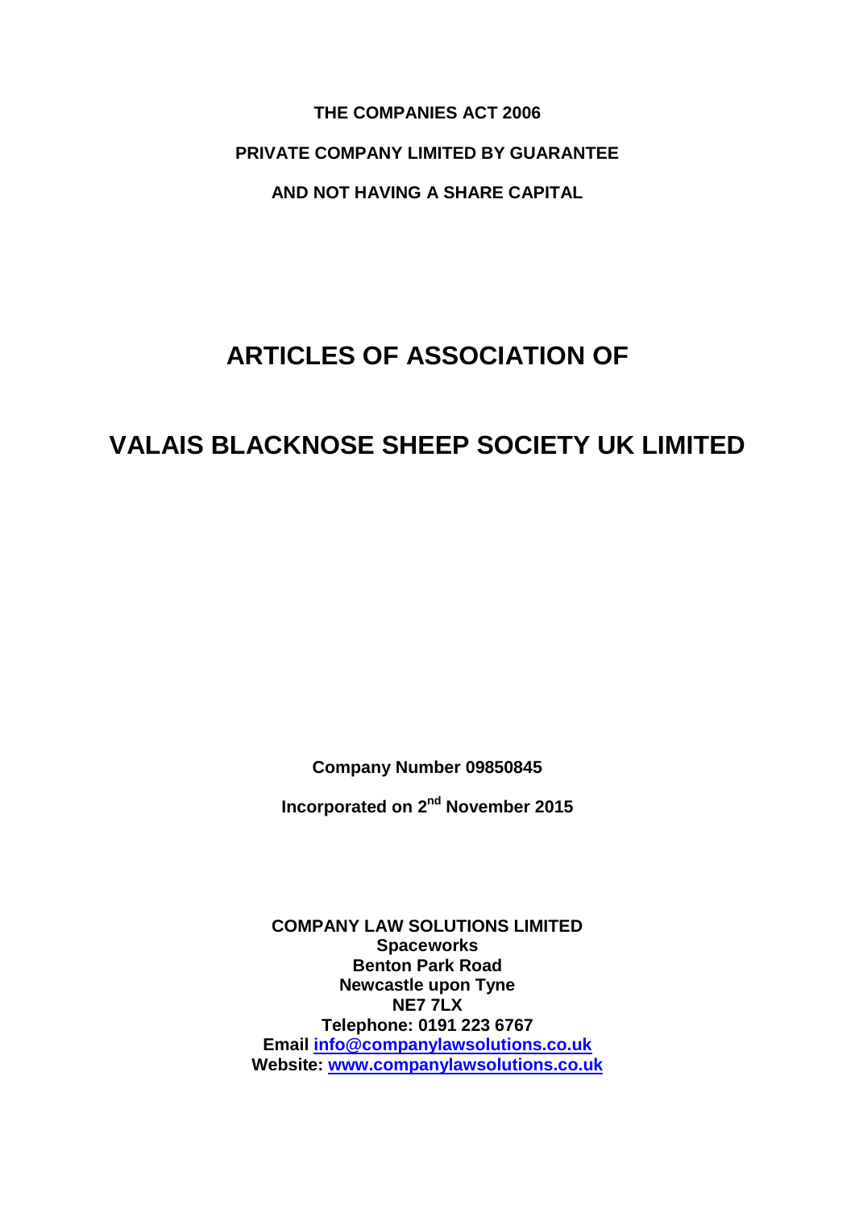**THE COMPANIES ACT 2006**

**PRIVATE COMPANY LIMITED BY GUARANTEE**

**AND NOT HAVING A SHARE CAPITAL**

# ARTICLES OF ASSOCIATION OF

# VALAIS BLACKNOSE SHEEP SOCIETY UK LIMITED

**Company Number 09850845**

**Incorporated on 2nd November 2015**

**COMPANY LAW SOLUTIONS LIMITED**
**Spaceworks**
**Benton Park Road**
**Newcastle upon Tyne**
**NE7 7LX**
**Telephone: 0191 223 6767**
**Email [info@companylawsolutions.co.uk](mailto:info@companylawsolutions.co.uk)**
**Website: [www.companylawsolutions.co.uk](http://www.companylawsolutions.co.uk)**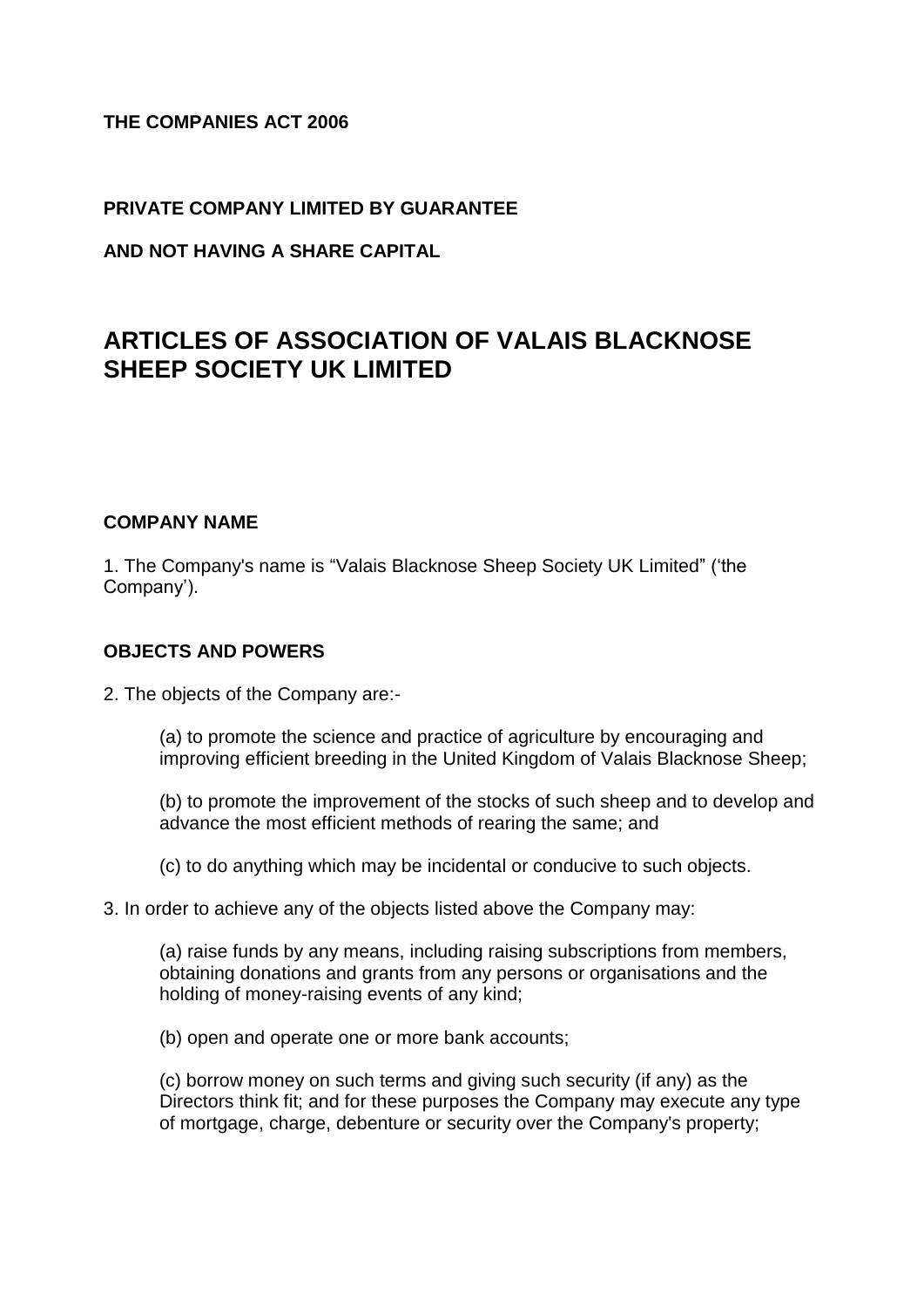**THE COMPANIES ACT 2006**

**PRIVATE COMPANY LIMITED BY GUARANTEE**

**AND NOT HAVING A SHARE CAPITAL**

# ARTICLES OF ASSOCIATION OF VALAIS BLACKNOSE SHEEP SOCIETY UK LIMITED

**COMPANY NAME**

1. The Company's name is "Valais Blacknose Sheep Society UK Limited" ('the Company').

**OBJECTS AND POWERS**

2. The objects of the Company are:-

> (a) to promote the science and practice of agriculture by encouraging and improving efficient breeding in the United Kingdom of Valais Blacknose Sheep;
>
> (b) to promote the improvement of the stocks of such sheep and to develop and advance the most efficient methods of rearing the same; and
>
> (c) to do anything which may be incidental or conducive to such objects.

3. In order to achieve any of the objects listed above the Company may:

> (a) raise funds by any means, including raising subscriptions from members, obtaining donations and grants from any persons or organisations and the holding of money-raising events of any kind;
>
> (b) open and operate one or more bank accounts;
>
> (c) borrow money on such terms and giving such security (if any) as the Directors think fit; and for these purposes the Company may execute any type of mortgage, charge, debenture or security over the Company's property;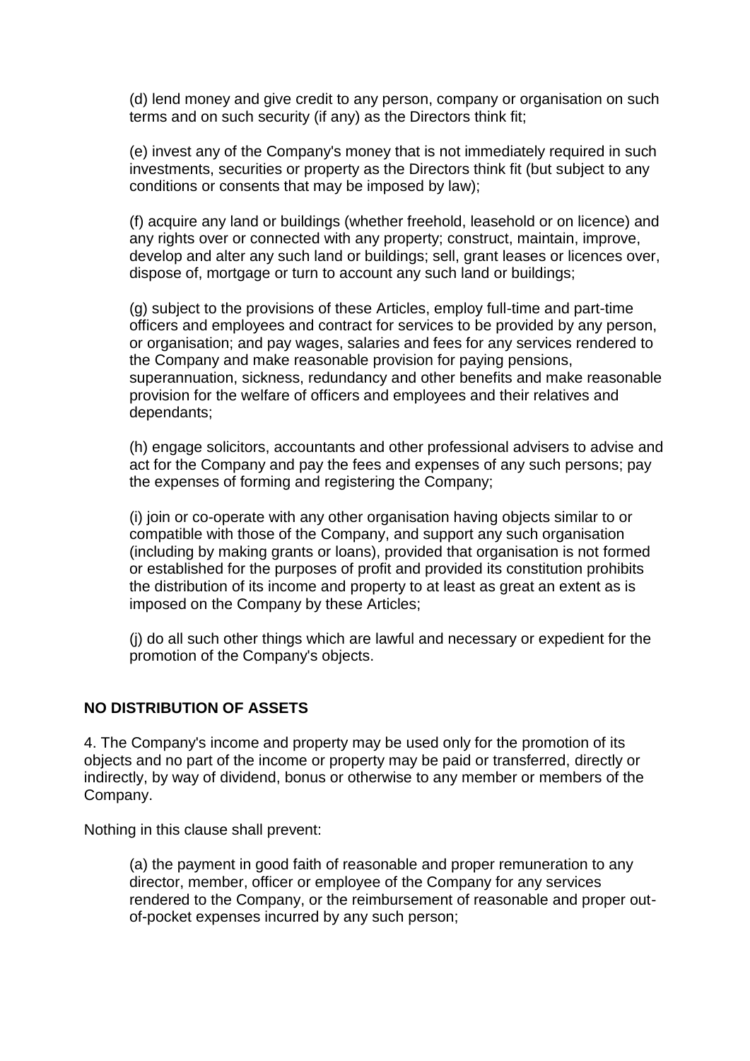(d) lend money and give credit to any person, company or organisation on such terms and on such security (if any) as the Directors think fit;

(e) invest any of the Company's money that is not immediately required in such investments, securities or property as the Directors think fit (but subject to any conditions or consents that may be imposed by law);

(f) acquire any land or buildings (whether freehold, leasehold or on licence) and any rights over or connected with any property; construct, maintain, improve, develop and alter any such land or buildings; sell, grant leases or licences over, dispose of, mortgage or turn to account any such land or buildings;

(g) subject to the provisions of these Articles, employ full-time and part-time officers and employees and contract for services to be provided by any person, or organisation; and pay wages, salaries and fees for any services rendered to the Company and make reasonable provision for paying pensions, superannuation, sickness, redundancy and other benefits and make reasonable provision for the welfare of officers and employees and their relatives and dependants;

(h) engage solicitors, accountants and other professional advisers to advise and act for the Company and pay the fees and expenses of any such persons; pay the expenses of forming and registering the Company;

(i) join or co-operate with any other organisation having objects similar to or compatible with those of the Company, and support any such organisation (including by making grants or loans), provided that organisation is not formed or established for the purposes of profit and provided its constitution prohibits the distribution of its income and property to at least as great an extent as is imposed on the Company by these Articles;

(j) do all such other things which are lawful and necessary or expedient for the promotion of the Company's objects.

## NO DISTRIBUTION OF ASSETS

4. The Company's income and property may be used only for the promotion of its objects and no part of the income or property may be paid or transferred, directly or indirectly, by way of dividend, bonus or otherwise to any member or members of the Company.

Nothing in this clause shall prevent:

(a) the payment in good faith of reasonable and proper remuneration to any director, member, officer or employee of the Company for any services rendered to the Company, or the reimbursement of reasonable and proper out-of-pocket expenses incurred by any such person;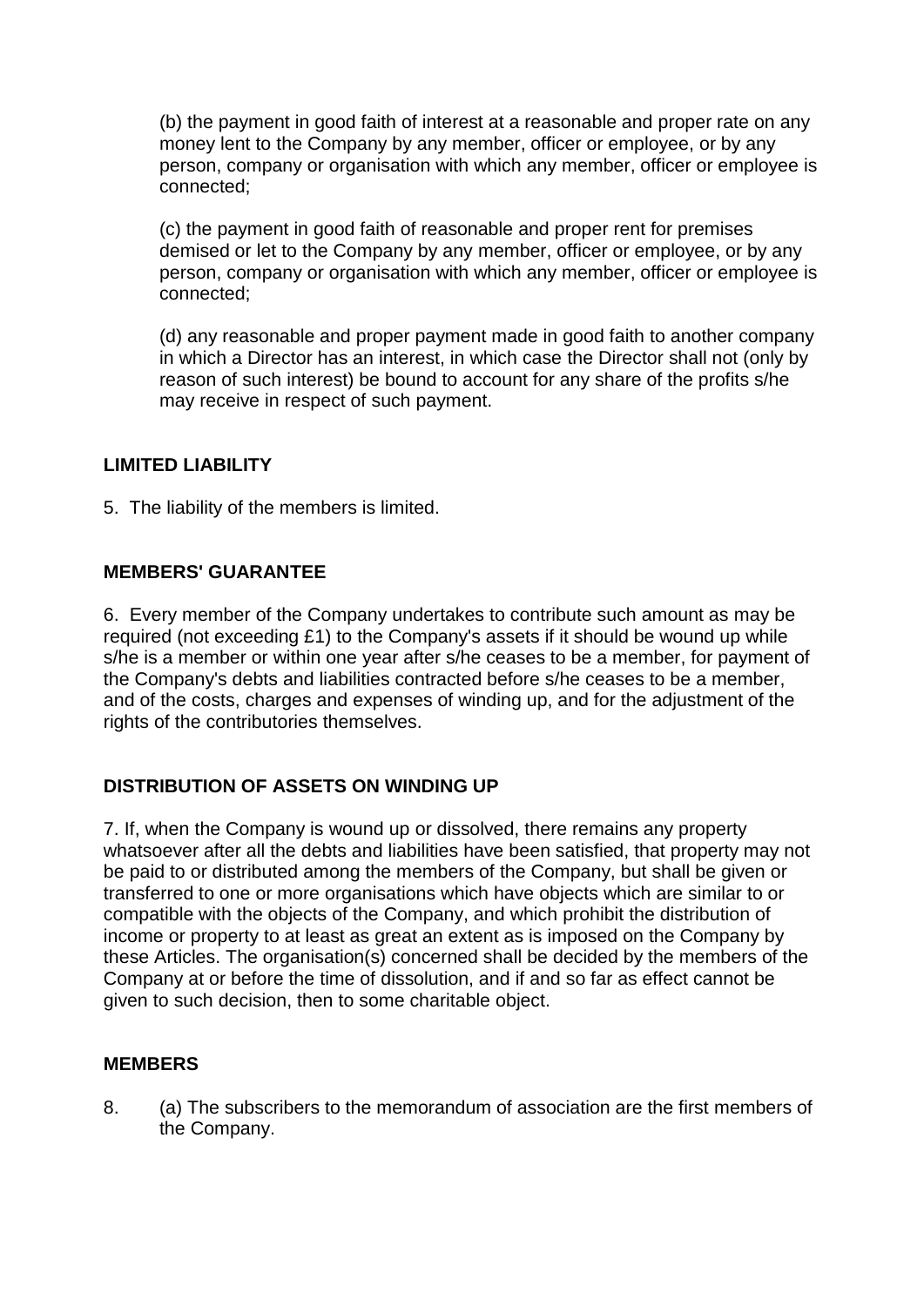(b) the payment in good faith of interest at a reasonable and proper rate on any money lent to the Company by any member, officer or employee, or by any person, company or organisation with which any member, officer or employee is connected;

(c) the payment in good faith of reasonable and proper rent for premises demised or let to the Company by any member, officer or employee, or by any person, company or organisation with which any member, officer or employee is connected;

(d) any reasonable and proper payment made in good faith to another company in which a Director has an interest, in which case the Director shall not (only by reason of such interest) be bound to account for any share of the profits s/he may receive in respect of such payment.

## LIMITED LIABILITY

5. The liability of the members is limited.

## MEMBERS' GUARANTEE

6. Every member of the Company undertakes to contribute such amount as may be required (not exceeding £1) to the Company's assets if it should be wound up while s/he is a member or within one year after s/he ceases to be a member, for payment of the Company's debts and liabilities contracted before s/he ceases to be a member, and of the costs, charges and expenses of winding up, and for the adjustment of the rights of the contributories themselves.

## DISTRIBUTION OF ASSETS ON WINDING UP

7. If, when the Company is wound up or dissolved, there remains any property whatsoever after all the debts and liabilities have been satisfied, that property may not be paid to or distributed among the members of the Company, but shall be given or transferred to one or more organisations which have objects which are similar to or compatible with the objects of the Company, and which prohibit the distribution of income or property to at least as great an extent as is imposed on the Company by these Articles. The organisation(s) concerned shall be decided by the members of the Company at or before the time of dissolution, and if and so far as effect cannot be given to such decision, then to some charitable object.

## MEMBERS

8. (a) The subscribers to the memorandum of association are the first members of the Company.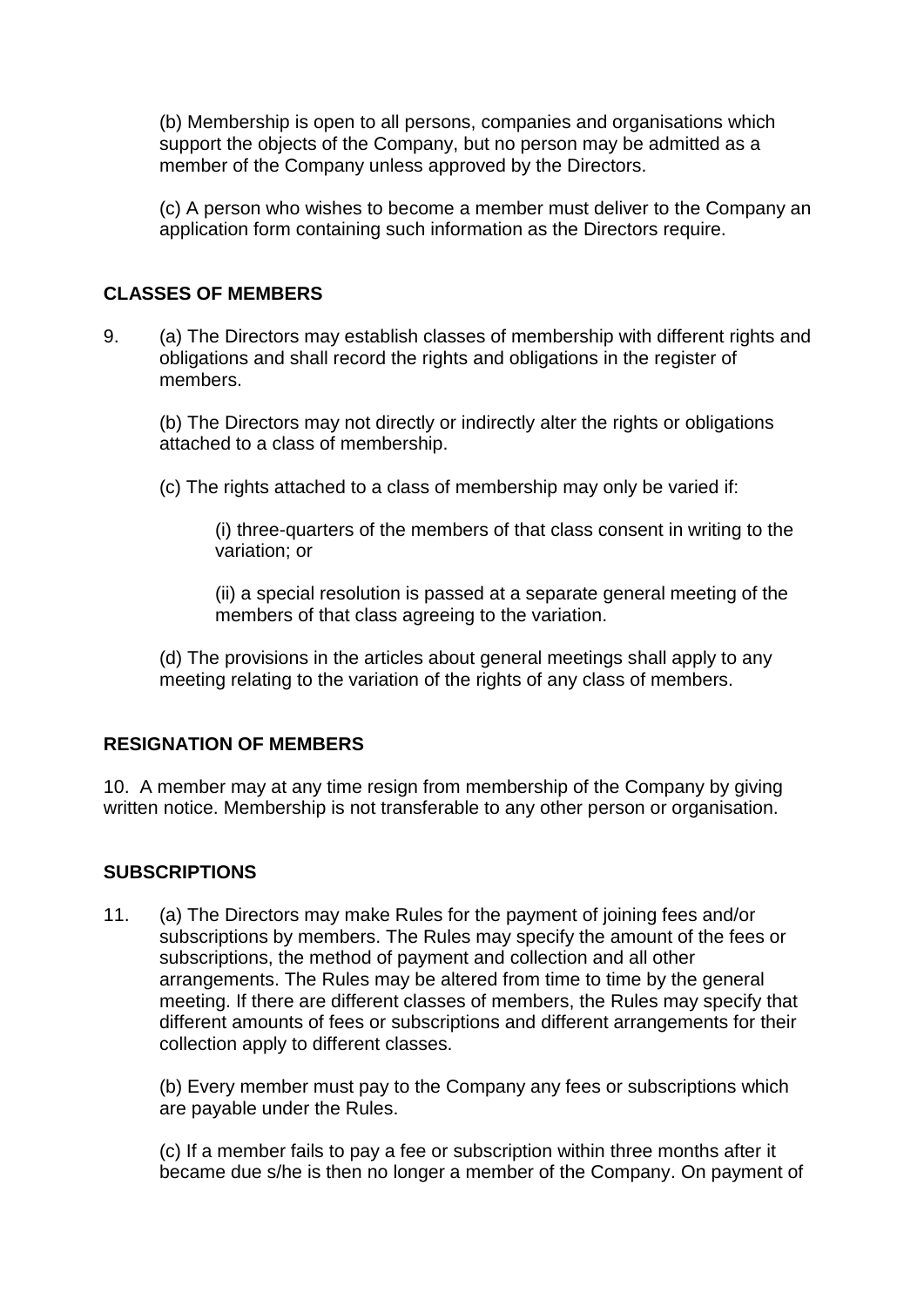(b) Membership is open to all persons, companies and organisations which support the objects of the Company, but no person may be admitted as a member of the Company unless approved by the Directors.

(c) A person who wishes to become a member must deliver to the Company an application form containing such information as the Directors require.

**CLASSES OF MEMBERS**

9. (a) The Directors may establish classes of membership with different rights and obligations and shall record the rights and obligations in the register of members.

   (b) The Directors may not directly or indirectly alter the rights or obligations attached to a class of membership.

   (c) The rights attached to a class of membership may only be varied if:

      (i) three-quarters of the members of that class consent in writing to the variation; or

      (ii) a special resolution is passed at a separate general meeting of the members of that class agreeing to the variation.

   (d) The provisions in the articles about general meetings shall apply to any meeting relating to the variation of the rights of any class of members.

**RESIGNATION OF MEMBERS**

10. A member may at any time resign from membership of the Company by giving written notice. Membership is not transferable to any other person or organisation.

**SUBSCRIPTIONS**

11. (a) The Directors may make Rules for the payment of joining fees and/or subscriptions by members. The Rules may specify the amount of the fees or subscriptions, the method of payment and collection and all other arrangements. The Rules may be altered from time to time by the general meeting. If there are different classes of members, the Rules may specify that different amounts of fees or subscriptions and different arrangements for their collection apply to different classes.

   (b) Every member must pay to the Company any fees or subscriptions which are payable under the Rules.

   (c) If a member fails to pay a fee or subscription within three months after it became due s/he is then no longer a member of the Company. On payment of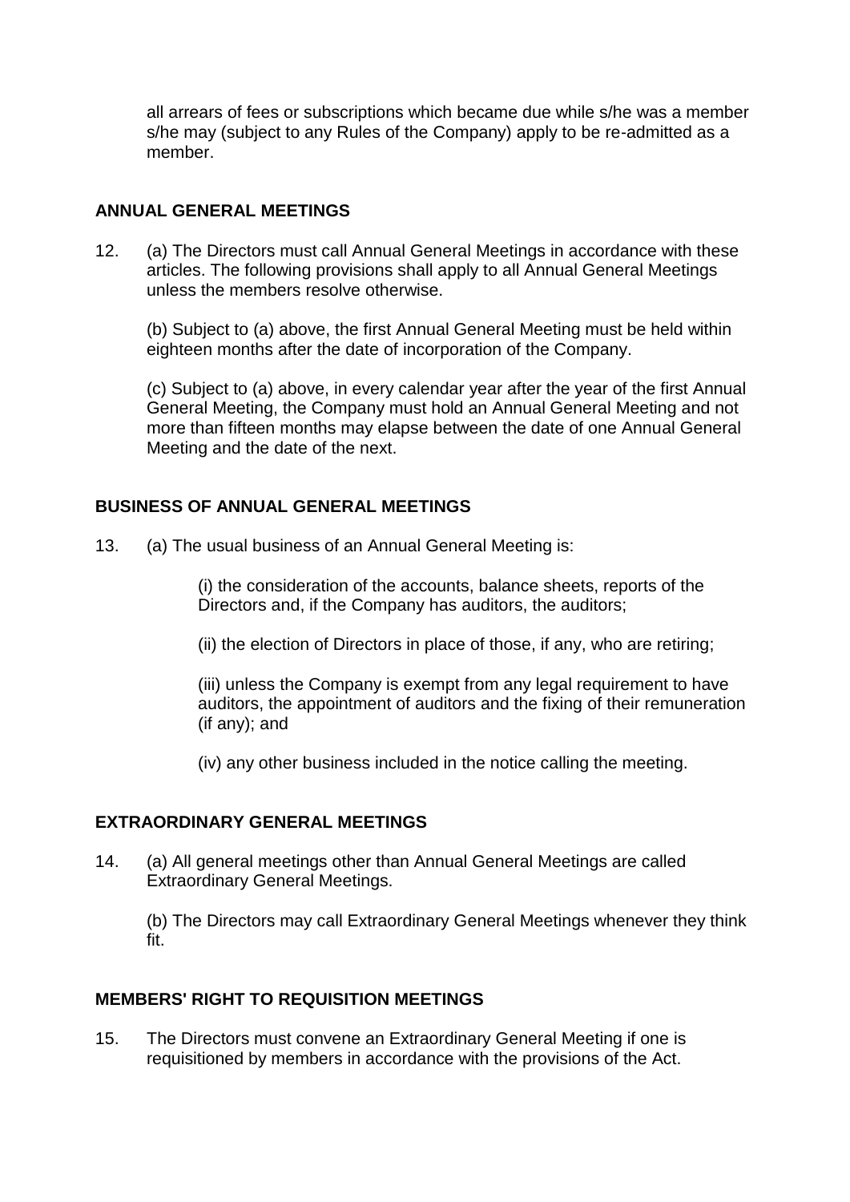all arrears of fees or subscriptions which became due while s/he was a member s/he may (subject to any Rules of the Company) apply to be re-admitted as a member.

## ANNUAL GENERAL MEETINGS

12. (a) The Directors must call Annual General Meetings in accordance with these articles. The following provisions shall apply to all Annual General Meetings unless the members resolve otherwise.

    (b) Subject to (a) above, the first Annual General Meeting must be held within eighteen months after the date of incorporation of the Company.

    (c) Subject to (a) above, in every calendar year after the year of the first Annual General Meeting, the Company must hold an Annual General Meeting and not more than fifteen months may elapse between the date of one Annual General Meeting and the date of the next.

## BUSINESS OF ANNUAL GENERAL MEETINGS

13. (a) The usual business of an Annual General Meeting is:

    (i) the consideration of the accounts, balance sheets, reports of the Directors and, if the Company has auditors, the auditors;

    (ii) the election of Directors in place of those, if any, who are retiring;

    (iii) unless the Company is exempt from any legal requirement to have auditors, the appointment of auditors and the fixing of their remuneration (if any); and

    (iv) any other business included in the notice calling the meeting.

## EXTRAORDINARY GENERAL MEETINGS

14. (a) All general meetings other than Annual General Meetings are called Extraordinary General Meetings.

    (b) The Directors may call Extraordinary General Meetings whenever they think fit.

## MEMBERS' RIGHT TO REQUISITION MEETINGS

15. The Directors must convene an Extraordinary General Meeting if one is requisitioned by members in accordance with the provisions of the Act.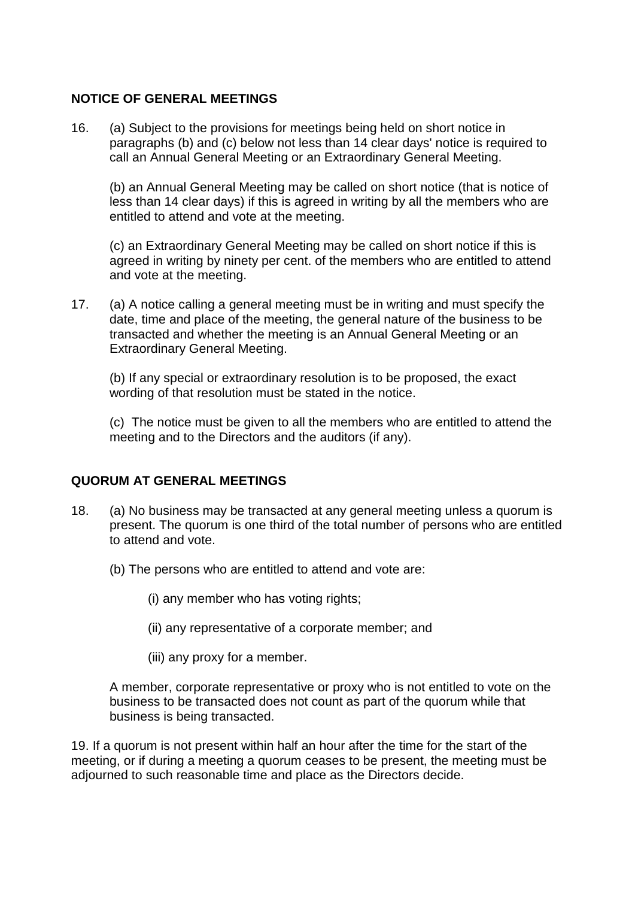## NOTICE OF GENERAL MEETINGS

16. (a) Subject to the provisions for meetings being held on short notice in paragraphs (b) and (c) below not less than 14 clear days' notice is required to call an Annual General Meeting or an Extraordinary General Meeting.

    (b) an Annual General Meeting may be called on short notice (that is notice of less than 14 clear days) if this is agreed in writing by all the members who are entitled to attend and vote at the meeting.

    (c) an Extraordinary General Meeting may be called on short notice if this is agreed in writing by ninety per cent. of the members who are entitled to attend and vote at the meeting.

17. (a) A notice calling a general meeting must be in writing and must specify the date, time and place of the meeting, the general nature of the business to be transacted and whether the meeting is an Annual General Meeting or an Extraordinary General Meeting.

    (b) If any special or extraordinary resolution is to be proposed, the exact wording of that resolution must be stated in the notice.

    (c) The notice must be given to all the members who are entitled to attend the meeting and to the Directors and the auditors (if any).

## QUORUM AT GENERAL MEETINGS

18. (a) No business may be transacted at any general meeting unless a quorum is present. The quorum is one third of the total number of persons who are entitled to attend and vote.

    (b) The persons who are entitled to attend and vote are:

    (i) any member who has voting rights;

    (ii) any representative of a corporate member; and

    (iii) any proxy for a member.

    A member, corporate representative or proxy who is not entitled to vote on the business to be transacted does not count as part of the quorum while that business is being transacted.

19. If a quorum is not present within half an hour after the time for the start of the meeting, or if during a meeting a quorum ceases to be present, the meeting must be adjourned to such reasonable time and place as the Directors decide.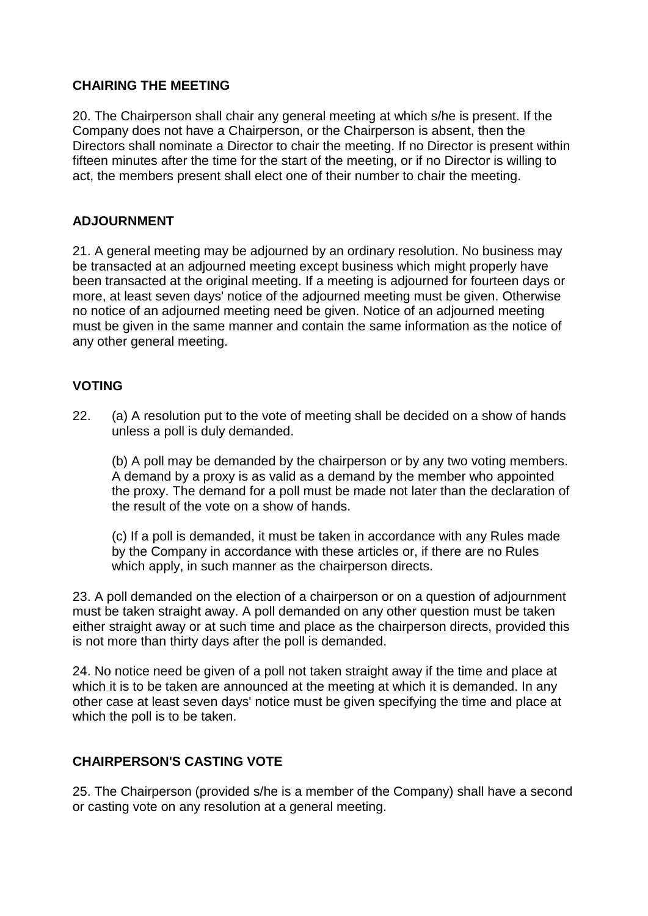**CHAIRING THE MEETING**

20. The Chairperson shall chair any general meeting at which s/he is present. If the Company does not have a Chairperson, or the Chairperson is absent, then the Directors shall nominate a Director to chair the meeting. If no Director is present within fifteen minutes after the time for the start of the meeting, or if no Director is willing to act, the members present shall elect one of their number to chair the meeting.

**ADJOURNMENT**

21. A general meeting may be adjourned by an ordinary resolution. No business may be transacted at an adjourned meeting except business which might properly have been transacted at the original meeting. If a meeting is adjourned for fourteen days or more, at least seven days' notice of the adjourned meeting must be given. Otherwise no notice of an adjourned meeting need be given. Notice of an adjourned meeting must be given in the same manner and contain the same information as the notice of any other general meeting.

**VOTING**

22. (a) A resolution put to the vote of meeting shall be decided on a show of hands unless a poll is duly demanded.

(b) A poll may be demanded by the chairperson or by any two voting members. A demand by a proxy is as valid as a demand by the member who appointed the proxy. The demand for a poll must be made not later than the declaration of the result of the vote on a show of hands.

(c) If a poll is demanded, it must be taken in accordance with any Rules made by the Company in accordance with these articles or, if there are no Rules which apply, in such manner as the chairperson directs.

23. A poll demanded on the election of a chairperson or on a question of adjournment must be taken straight away. A poll demanded on any other question must be taken either straight away or at such time and place as the chairperson directs, provided this is not more than thirty days after the poll is demanded.

24. No notice need be given of a poll not taken straight away if the time and place at which it is to be taken are announced at the meeting at which it is demanded. In any other case at least seven days' notice must be given specifying the time and place at which the poll is to be taken.

**CHAIRPERSON'S CASTING VOTE**

25. The Chairperson (provided s/he is a member of the Company) shall have a second or casting vote on any resolution at a general meeting.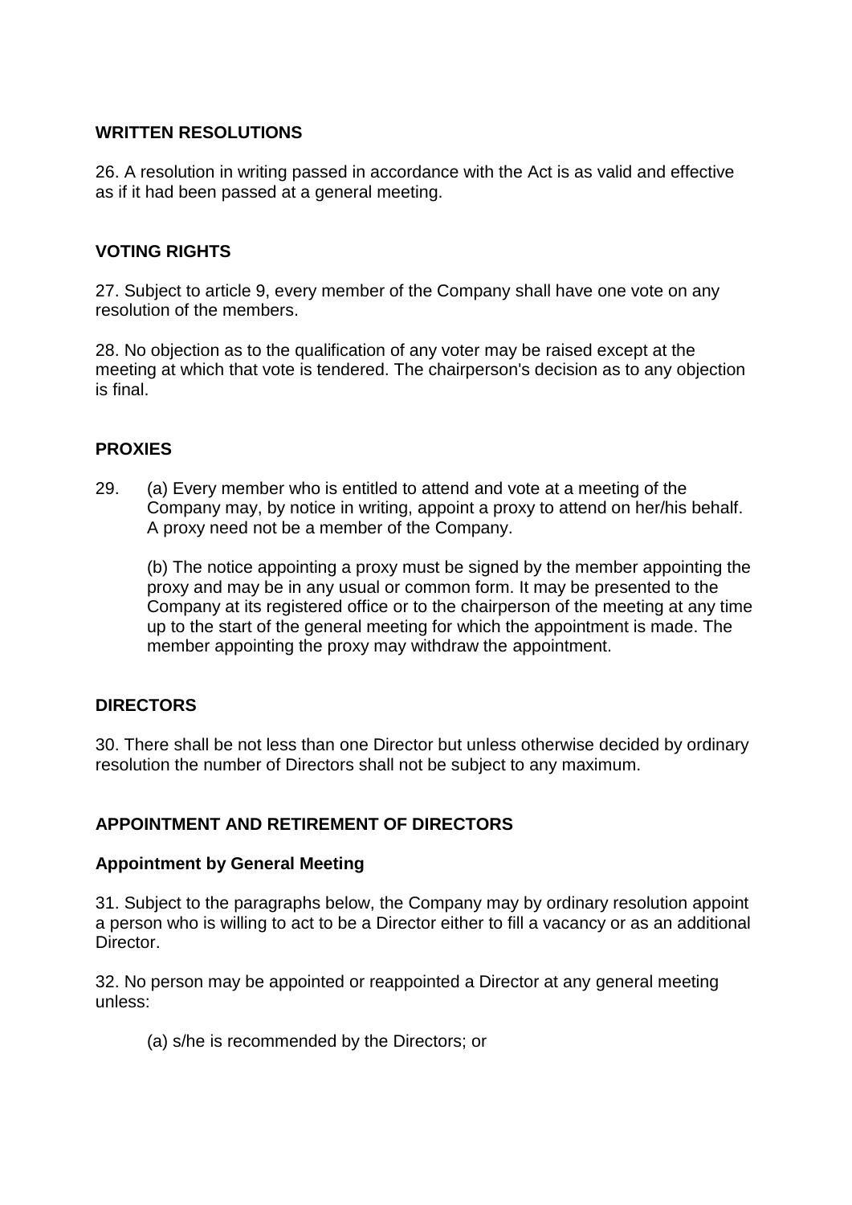**WRITTEN RESOLUTIONS**

26. A resolution in writing passed in accordance with the Act is as valid and effective as if it had been passed at a general meeting.

**VOTING RIGHTS**

27. Subject to article 9, every member of the Company shall have one vote on any resolution of the members.

28. No objection as to the qualification of any voter may be raised except at the meeting at which that vote is tendered. The chairperson's decision as to any objection is final.

**PROXIES**

29. (a) Every member who is entitled to attend and vote at a meeting of the Company may, by notice in writing, appoint a proxy to attend on her/his behalf. A proxy need not be a member of the Company.

(b) The notice appointing a proxy must be signed by the member appointing the proxy and may be in any usual or common form. It may be presented to the Company at its registered office or to the chairperson of the meeting at any time up to the start of the general meeting for which the appointment is made. The member appointing the proxy may withdraw the appointment.

**DIRECTORS**

30. There shall be not less than one Director but unless otherwise decided by ordinary resolution the number of Directors shall not be subject to any maximum.

**APPOINTMENT AND RETIREMENT OF DIRECTORS**

**Appointment by General Meeting**

31. Subject to the paragraphs below, the Company may by ordinary resolution appoint a person who is willing to act to be a Director either to fill a vacancy or as an additional Director.

32. No person may be appointed or reappointed a Director at any general meeting unless:

(a) s/he is recommended by the Directors; or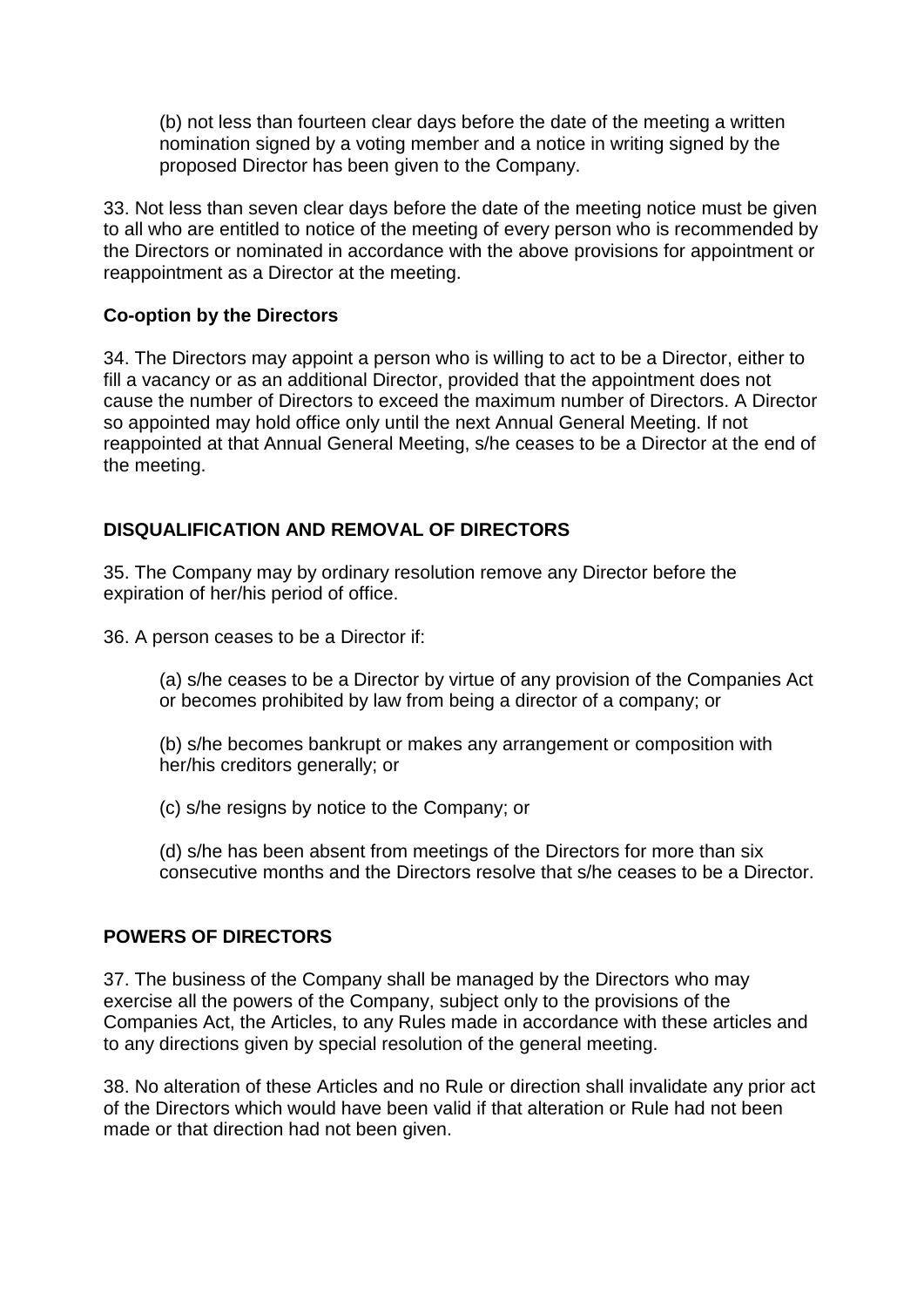(b) not less than fourteen clear days before the date of the meeting a written nomination signed by a voting member and a notice in writing signed by the proposed Director has been given to the Company.

33. Not less than seven clear days before the date of the meeting notice must be given to all who are entitled to notice of the meeting of every person who is recommended by the Directors or nominated in accordance with the above provisions for appointment or reappointment as a Director at the meeting.

### Co-option by the Directors

34. The Directors may appoint a person who is willing to act to be a Director, either to fill a vacancy or as an additional Director, provided that the appointment does not cause the number of Directors to exceed the maximum number of Directors. A Director so appointed may hold office only until the next Annual General Meeting. If not reappointed at that Annual General Meeting, s/he ceases to be a Director at the end of the meeting.

## DISQUALIFICATION AND REMOVAL OF DIRECTORS

35. The Company may by ordinary resolution remove any Director before the expiration of her/his period of office.

36. A person ceases to be a Director if:

(a) s/he ceases to be a Director by virtue of any provision of the Companies Act or becomes prohibited by law from being a director of a company; or

(b) s/he becomes bankrupt or makes any arrangement or composition with her/his creditors generally; or

(c) s/he resigns by notice to the Company; or

(d) s/he has been absent from meetings of the Directors for more than six consecutive months and the Directors resolve that s/he ceases to be a Director.

## POWERS OF DIRECTORS

37. The business of the Company shall be managed by the Directors who may exercise all the powers of the Company, subject only to the provisions of the Companies Act, the Articles, to any Rules made in accordance with these articles and to any directions given by special resolution of the general meeting.

38. No alteration of these Articles and no Rule or direction shall invalidate any prior act of the Directors which would have been valid if that alteration or Rule had not been made or that direction had not been given.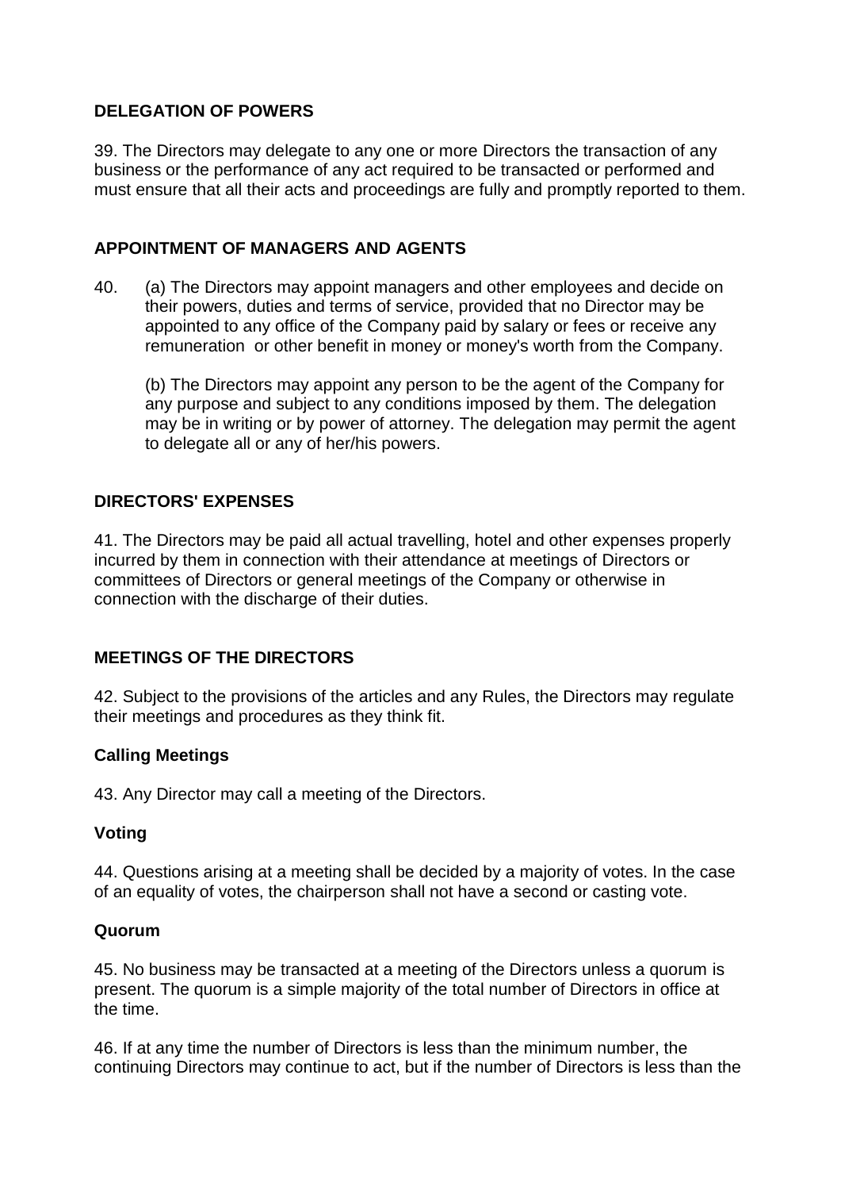## DELEGATION OF POWERS

39. The Directors may delegate to any one or more Directors the transaction of any business or the performance of any act required to be transacted or performed and must ensure that all their acts and proceedings are fully and promptly reported to them.

## APPOINTMENT OF MANAGERS AND AGENTS

40. (a) The Directors may appoint managers and other employees and decide on their powers, duties and terms of service, provided that no Director may be appointed to any office of the Company paid by salary or fees or receive any remuneration or other benefit in money or money's worth from the Company.

    (b) The Directors may appoint any person to be the agent of the Company for any purpose and subject to any conditions imposed by them. The delegation may be in writing or by power of attorney. The delegation may permit the agent to delegate all or any of her/his powers.

## DIRECTORS' EXPENSES

41. The Directors may be paid all actual travelling, hotel and other expenses properly incurred by them in connection with their attendance at meetings of Directors or committees of Directors or general meetings of the Company or otherwise in connection with the discharge of their duties.

## MEETINGS OF THE DIRECTORS

42. Subject to the provisions of the articles and any Rules, the Directors may regulate their meetings and procedures as they think fit.

### Calling Meetings

43. Any Director may call a meeting of the Directors.

### Voting

44. Questions arising at a meeting shall be decided by a majority of votes. In the case of an equality of votes, the chairperson shall not have a second or casting vote.

### Quorum

45. No business may be transacted at a meeting of the Directors unless a quorum is present. The quorum is a simple majority of the total number of Directors in office at the time.

46. If at any time the number of Directors is less than the minimum number, the continuing Directors may continue to act, but if the number of Directors is less than the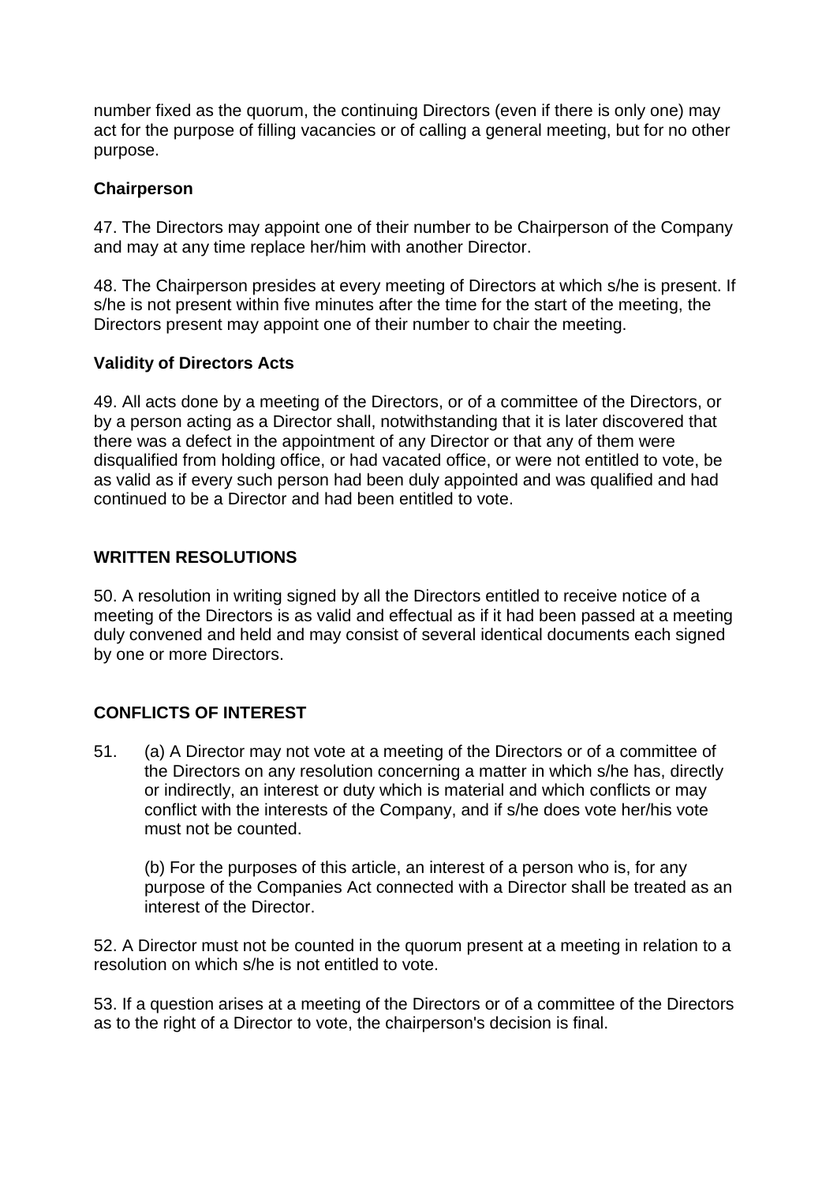number fixed as the quorum, the continuing Directors (even if there is only one) may act for the purpose of filling vacancies or of calling a general meeting, but for no other purpose.

### Chairperson

47. The Directors may appoint one of their number to be Chairperson of the Company and may at any time replace her/him with another Director.

48. The Chairperson presides at every meeting of Directors at which s/he is present. If s/he is not present within five minutes after the time for the start of the meeting, the Directors present may appoint one of their number to chair the meeting.

### Validity of Directors Acts

49. All acts done by a meeting of the Directors, or of a committee of the Directors, or by a person acting as a Director shall, notwithstanding that it is later discovered that there was a defect in the appointment of any Director or that any of them were disqualified from holding office, or had vacated office, or were not entitled to vote, be as valid as if every such person had been duly appointed and was qualified and had continued to be a Director and had been entitled to vote.

## WRITTEN RESOLUTIONS

50. A resolution in writing signed by all the Directors entitled to receive notice of a meeting of the Directors is as valid and effectual as if it had been passed at a meeting duly convened and held and may consist of several identical documents each signed by one or more Directors.

## CONFLICTS OF INTEREST

51. (a) A Director may not vote at a meeting of the Directors or of a committee of the Directors on any resolution concerning a matter in which s/he has, directly or indirectly, an interest or duty which is material and which conflicts or may conflict with the interests of the Company, and if s/he does vote her/his vote must not be counted.

    (b) For the purposes of this article, an interest of a person who is, for any purpose of the Companies Act connected with a Director shall be treated as an interest of the Director.

52. A Director must not be counted in the quorum present at a meeting in relation to a resolution on which s/he is not entitled to vote.

53. If a question arises at a meeting of the Directors or of a committee of the Directors as to the right of a Director to vote, the chairperson's decision is final.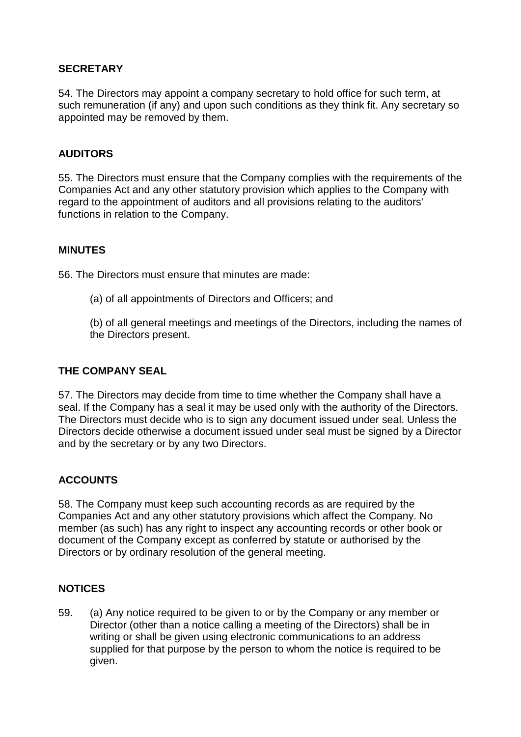**SECRETARY**

54. The Directors may appoint a company secretary to hold office for such term, at such remuneration (if any) and upon such conditions as they think fit. Any secretary so appointed may be removed by them.

**AUDITORS**

55. The Directors must ensure that the Company complies with the requirements of the Companies Act and any other statutory provision which applies to the Company with regard to the appointment of auditors and all provisions relating to the auditors' functions in relation to the Company.

**MINUTES**

56. The Directors must ensure that minutes are made:

(a) of all appointments of Directors and Officers; and

(b) of all general meetings and meetings of the Directors, including the names of the Directors present.

**THE COMPANY SEAL**

57. The Directors may decide from time to time whether the Company shall have a seal. If the Company has a seal it may be used only with the authority of the Directors. The Directors must decide who is to sign any document issued under seal. Unless the Directors decide otherwise a document issued under seal must be signed by a Director and by the secretary or by any two Directors.

**ACCOUNTS**

58. The Company must keep such accounting records as are required by the Companies Act and any other statutory provisions which affect the Company. No member (as such) has any right to inspect any accounting records or other book or document of the Company except as conferred by statute or authorised by the Directors or by ordinary resolution of the general meeting.

**NOTICES**

59. (a) Any notice required to be given to or by the Company or any member or Director (other than a notice calling a meeting of the Directors) shall be in writing or shall be given using electronic communications to an address supplied for that purpose by the person to whom the notice is required to be given.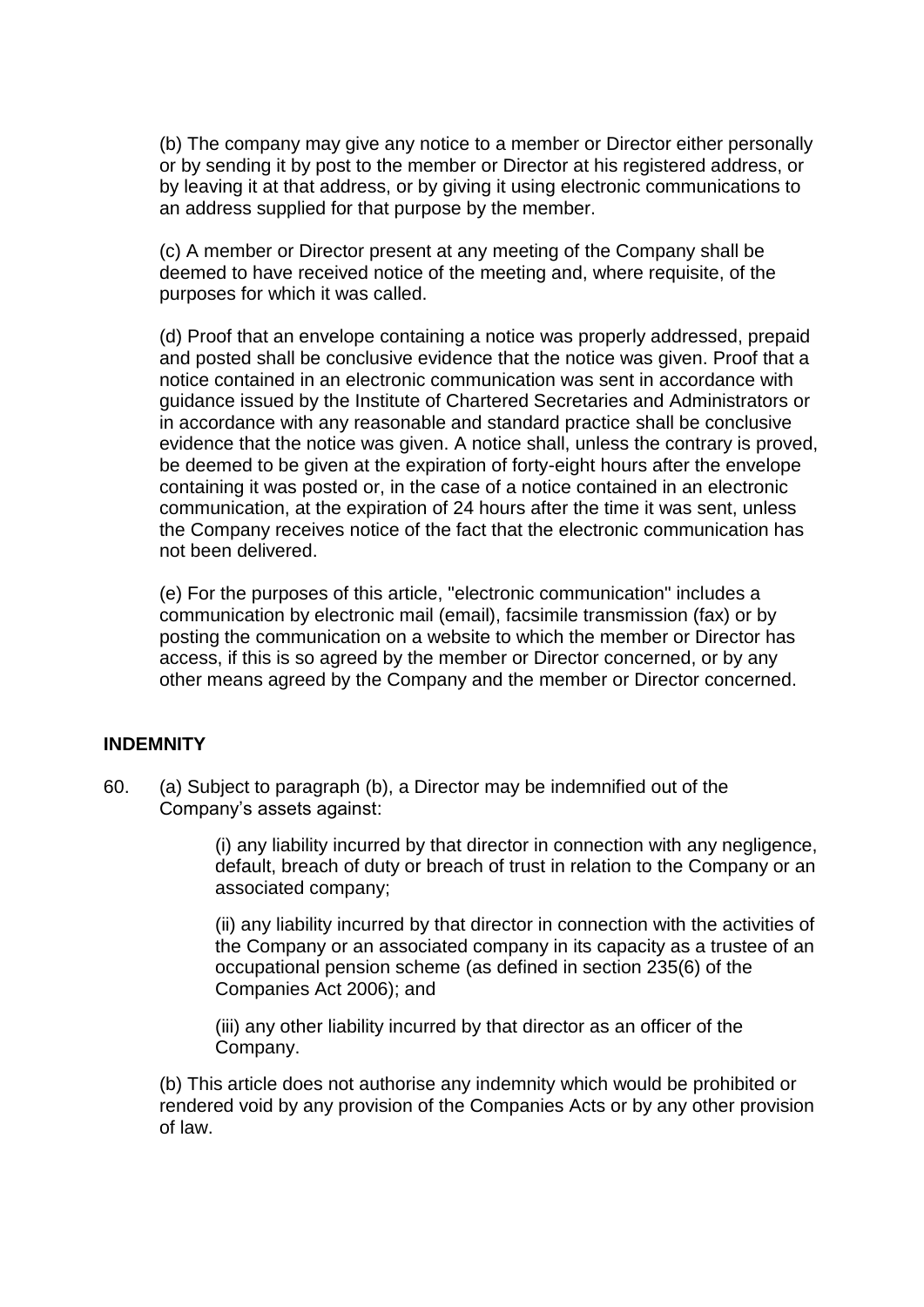(b) The company may give any notice to a member or Director either personally or by sending it by post to the member or Director at his registered address, or by leaving it at that address, or by giving it using electronic communications to an address supplied for that purpose by the member.

(c) A member or Director present at any meeting of the Company shall be deemed to have received notice of the meeting and, where requisite, of the purposes for which it was called.

(d) Proof that an envelope containing a notice was properly addressed, prepaid and posted shall be conclusive evidence that the notice was given. Proof that a notice contained in an electronic communication was sent in accordance with guidance issued by the Institute of Chartered Secretaries and Administrators or in accordance with any reasonable and standard practice shall be conclusive evidence that the notice was given. A notice shall, unless the contrary is proved, be deemed to be given at the expiration of forty-eight hours after the envelope containing it was posted or, in the case of a notice contained in an electronic communication, at the expiration of 24 hours after the time it was sent, unless the Company receives notice of the fact that the electronic communication has not been delivered.

(e) For the purposes of this article, "electronic communication" includes a communication by electronic mail (email), facsimile transmission (fax) or by posting the communication on a website to which the member or Director has access, if this is so agreed by the member or Director concerned, or by any other means agreed by the Company and the member or Director concerned.

**INDEMNITY**

60. (a) Subject to paragraph (b), a Director may be indemnified out of the Company's assets against:

(i) any liability incurred by that director in connection with any negligence, default, breach of duty or breach of trust in relation to the Company or an associated company;

(ii) any liability incurred by that director in connection with the activities of the Company or an associated company in its capacity as a trustee of an occupational pension scheme (as defined in section 235(6) of the Companies Act 2006); and

(iii) any other liability incurred by that director as an officer of the Company.

(b) This article does not authorise any indemnity which would be prohibited or rendered void by any provision of the Companies Acts or by any other provision of law.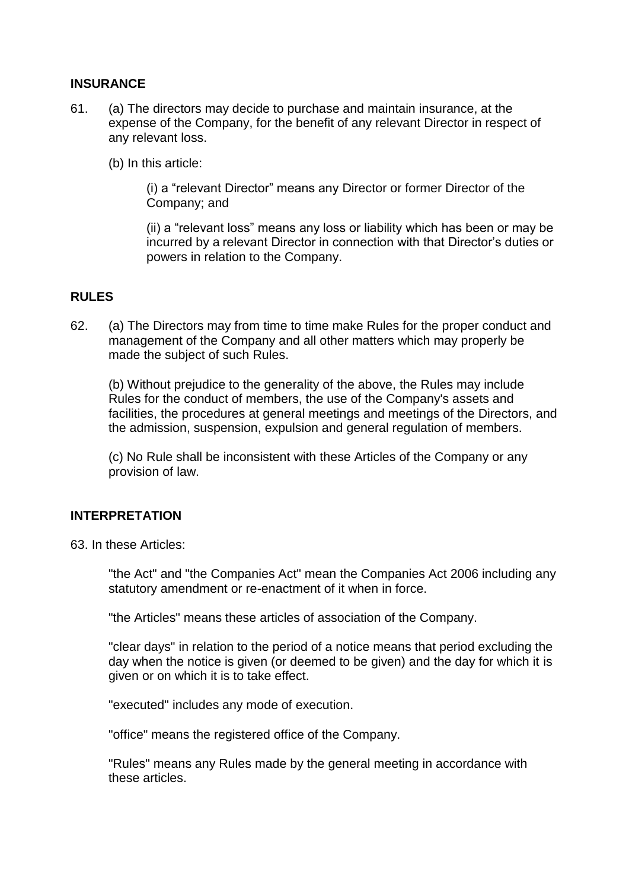## INSURANCE

61. (a) The directors may decide to purchase and maintain insurance, at the expense of the Company, for the benefit of any relevant Director in respect of any relevant loss.

    (b) In this article:

    (i) a "relevant Director" means any Director or former Director of the Company; and

    (ii) a "relevant loss" means any loss or liability which has been or may be incurred by a relevant Director in connection with that Director's duties or powers in relation to the Company.

## RULES

62. (a) The Directors may from time to time make Rules for the proper conduct and management of the Company and all other matters which may properly be made the subject of such Rules.

    (b) Without prejudice to the generality of the above, the Rules may include Rules for the conduct of members, the use of the Company's assets and facilities, the procedures at general meetings and meetings of the Directors, and the admission, suspension, expulsion and general regulation of members.

    (c) No Rule shall be inconsistent with these Articles of the Company or any provision of law.

## INTERPRETATION

63. In these Articles:

"the Act" and "the Companies Act" mean the Companies Act 2006 including any statutory amendment or re-enactment of it when in force.

"the Articles" means these articles of association of the Company.

"clear days" in relation to the period of a notice means that period excluding the day when the notice is given (or deemed to be given) and the day for which it is given or on which it is to take effect.

"executed" includes any mode of execution.

"office" means the registered office of the Company.

"Rules" means any Rules made by the general meeting in accordance with these articles.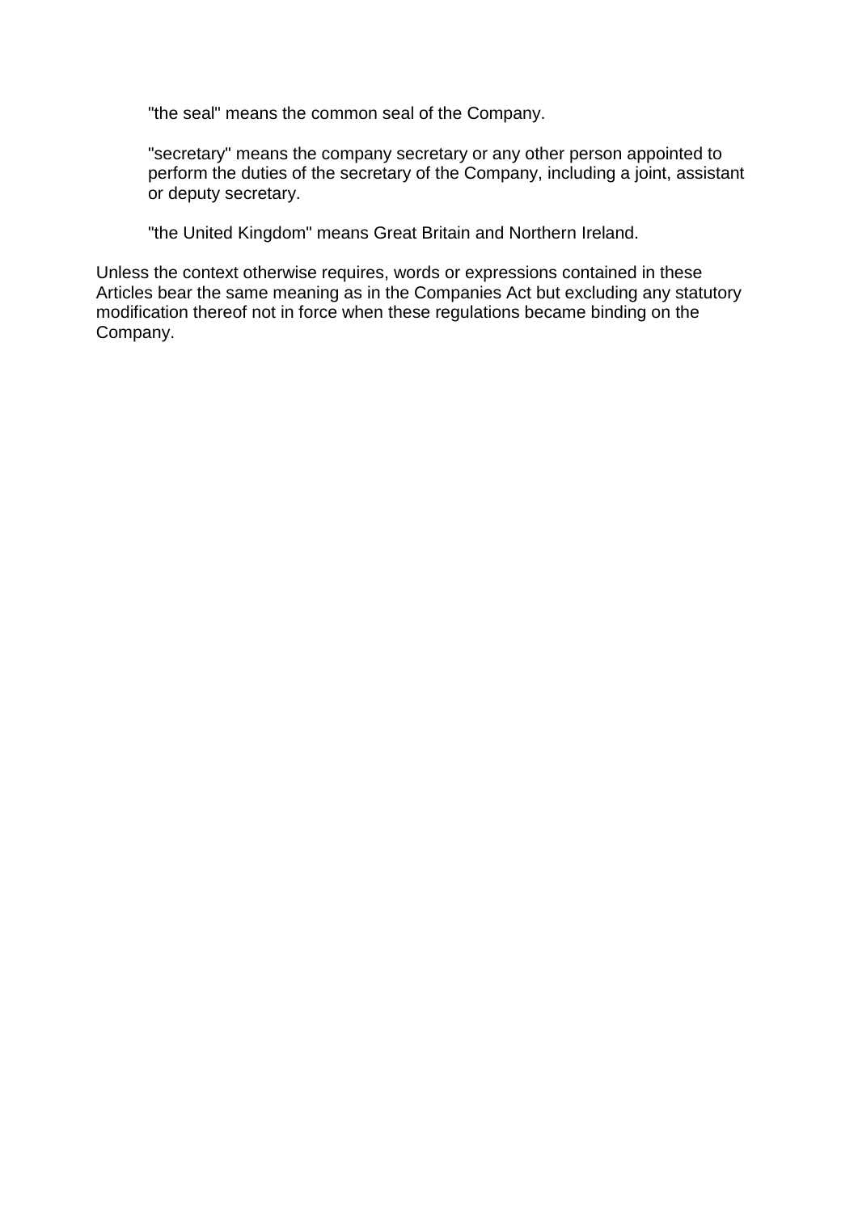"the seal" means the common seal of the Company.

"secretary" means the company secretary or any other person appointed to perform the duties of the secretary of the Company, including a joint, assistant or deputy secretary.

"the United Kingdom" means Great Britain and Northern Ireland.

Unless the context otherwise requires, words or expressions contained in these Articles bear the same meaning as in the Companies Act but excluding any statutory modification thereof not in force when these regulations became binding on the Company.